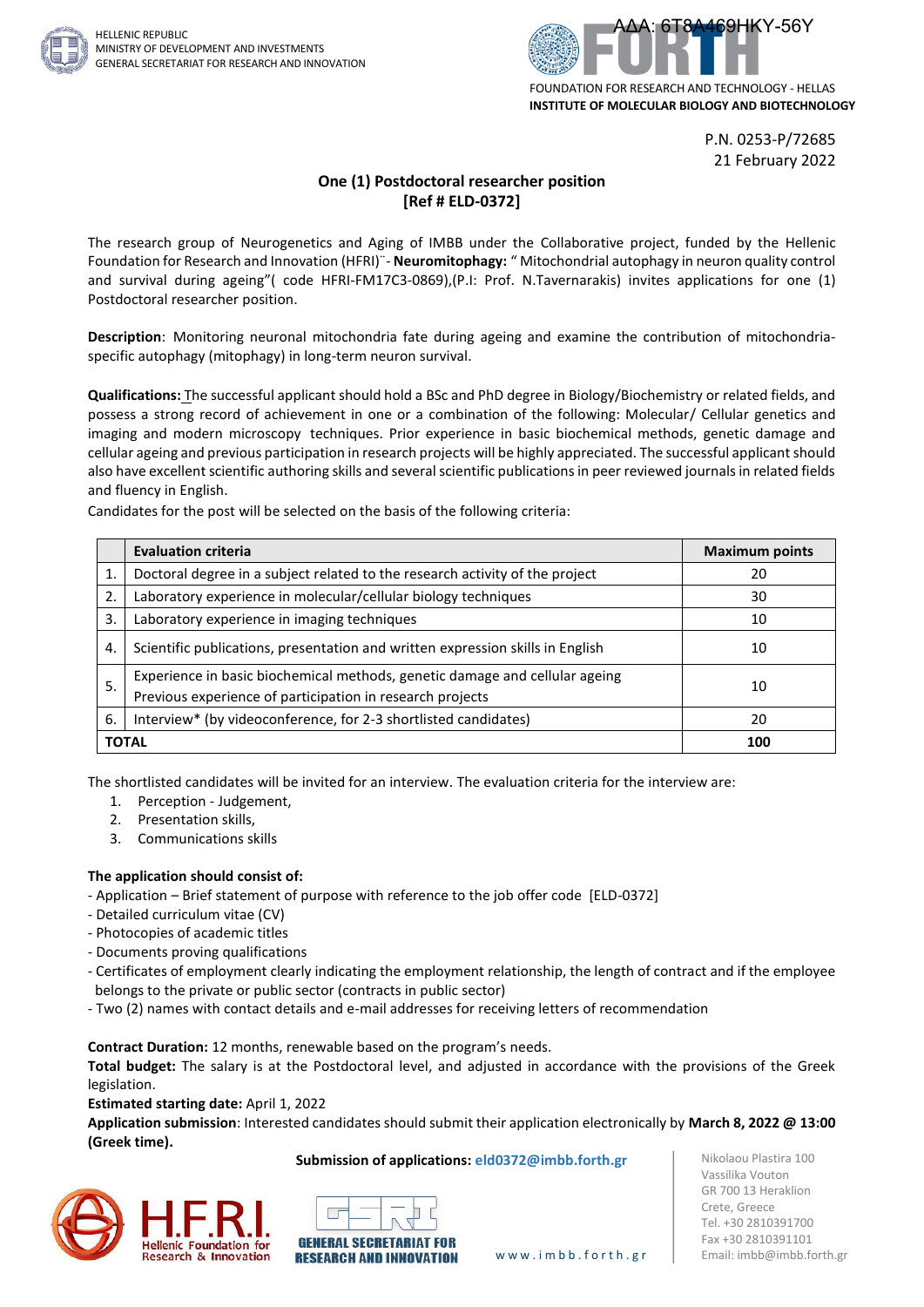HELLENIC REPUBLIC
MINISTRY OF DEVELOPMENT AND INVESTMENTS
GENERAL SECRETARIAT FOR RESEARCH AND INNOVATION

ΑΔΑ: 6Τ8Α469ΗΚΥ-56Υ

FOUNDATION FOR RESEARCH AND TECHNOLOGY - HELLAS
**INSTITUTE OF MOLECULAR BIOLOGY AND BIOTECHNOLOGY**

P.N. 0253-P/72685
21 February 2022

## One (1) Postdoctoral researcher position
## [Ref # ELD-0372]

The research group of Neurogenetics and Aging of IMBB under the Collaborative project, funded by the Hellenic Foundation for Research and Innovation (HFRI)¨- **Neuromitophagy:** " Mitochondrial autophagy in neuron quality control and survival during ageing"( code HFRI-FM17C3-0869),(P.I: Prof. N.Tavernarakis) invites applications for one (1) Postdoctoral researcher position.

**Description**: Monitoring neuronal mitochondria fate during ageing and examine the contribution of mitochondria-specific autophagy (mitophagy) in long-term neuron survival.

**Qualifications:** The successful applicant should hold a BSc and PhD degree in Biology/Biochemistry or related fields, and possess a strong record of achievement in one or a combination of the following: Molecular/ Cellular genetics and imaging and modern microscopy techniques. Prior experience in basic biochemical methods, genetic damage and cellular ageing and previous participation in research projects will be highly appreciated. The successful applicant should also have excellent scientific authoring skills and several scientific publications in peer reviewed journals in related fields and fluency in English.

Candidates for the post will be selected on the basis of the following criteria:

| | Evaluation criteria | Maximum points |
|---|---|---|
| 1. | Doctoral degree in a subject related to the research activity of the project | 20 |
| 2. | Laboratory experience in molecular/cellular biology techniques | 30 |
| 3. | Laboratory experience in imaging techniques | 10 |
| 4. | Scientific publications, presentation and written expression skills in English | 10 |
| 5. | Experience in basic biochemical methods, genetic damage and cellular ageing<br>Previous experience of participation in research projects | 10 |
| 6. | Interview* (by videoconference, for 2-3 shortlisted candidates) | 20 |
| **TOTAL** | | **100** |

The shortlisted candidates will be invited for an interview. The evaluation criteria for the interview are:

1. Perception - Judgement,
2. Presentation skills,
3. Communications skills

**The application should consist of:**

- Application – Brief statement of purpose with reference to the job offer code [ELD-0372]
- Detailed curriculum vitae (CV)
- Photocopies of academic titles
- Documents proving qualifications
- Certificates of employment clearly indicating the employment relationship, the length of contract and if the employee belongs to the private or public sector (contracts in public sector)
- Two (2) names with contact details and e-mail addresses for receiving letters of recommendation

**Contract Duration:** 12 months, renewable based on the program's needs.

**Total budget:** The salary is at the Postdoctoral level, and adjusted in accordance with the provisions of the Greek legislation.

**Estimated starting date:** April 1, 2022

**Application submission**: Interested candidates should submit their application electronically by **March 8, 2022 @ 13:00 (Greek time).**

**Submission of applications: eld0372@imbb.forth.gr**

H.F.R.I. Hellenic Foundation for Research & Innovation

GENERAL SECRETARIAT FOR RESEARCH AND INNOVATION

www.imbb.forth.gr

Nikolaou Plastira 100
Vassilika Vouton
GR 700 13 Heraklion
Crete, Greece
Tel. +30 2810391700
Fax +30 2810391101
Email: imbb@imbb.forth.gr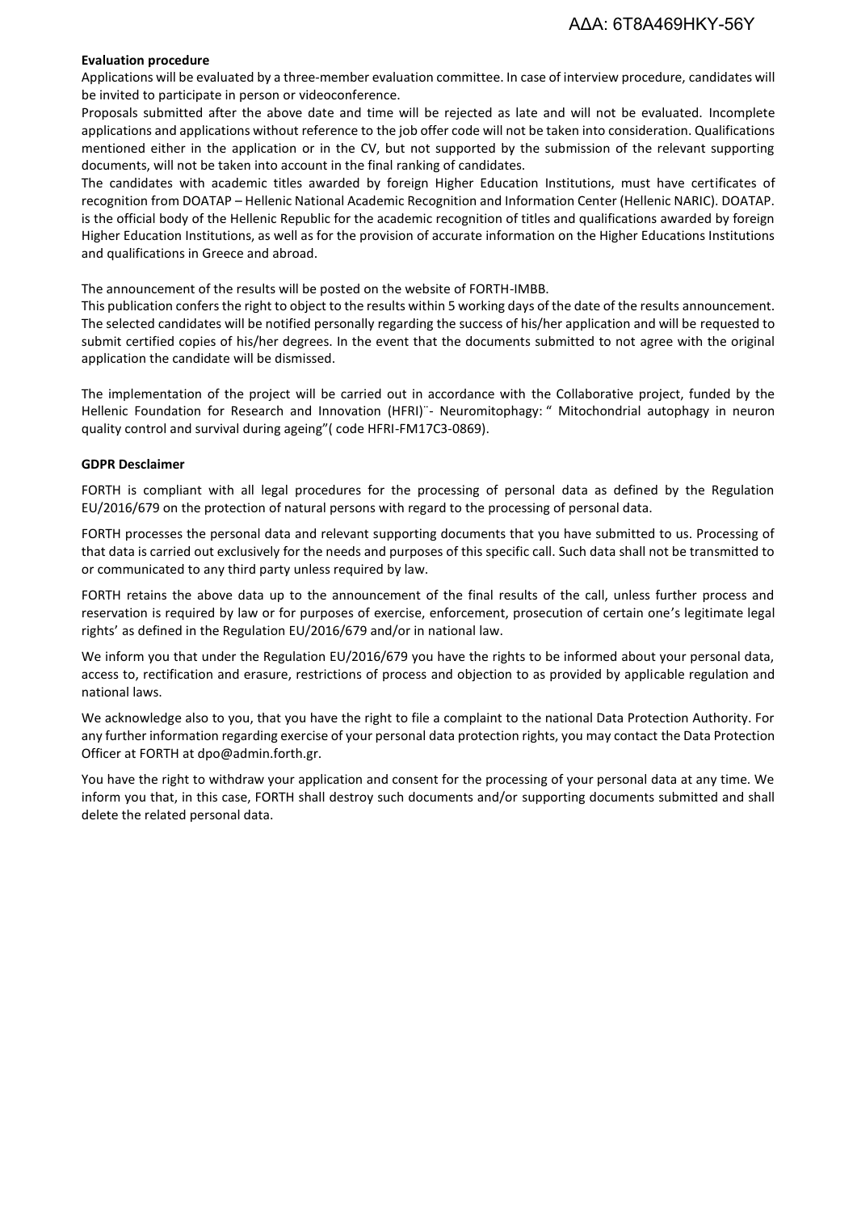**Evaluation procedure**

Applications will be evaluated by a three-member evaluation committee. In case of interview procedure, candidates will be invited to participate in person or videoconference.

Proposals submitted after the above date and time will be rejected as late and will not be evaluated. Incomplete applications and applications without reference to the job offer code will not be taken into consideration. Qualifications mentioned either in the application or in the CV, but not supported by the submission of the relevant supporting documents, will not be taken into account in the final ranking of candidates.

The candidates with academic titles awarded by foreign Higher Education Institutions, must have certificates of recognition from DOATAP – Hellenic National Academic Recognition and Information Center (Hellenic NARIC). DOATAP. is the official body of the Hellenic Republic for the academic recognition of titles and qualifications awarded by foreign Higher Education Institutions, as well as for the provision of accurate information on the Higher Educations Institutions and qualifications in Greece and abroad.

The announcement of the results will be posted on the website of FORTH-IMBB.

This publication confers the right to object to the results within 5 working days of the date of the results announcement. The selected candidates will be notified personally regarding the success of his/her application and will be requested to submit certified copies of his/her degrees. In the event that the documents submitted to not agree with the original application the candidate will be dismissed.

The implementation of the project will be carried out in accordance with the Collaborative project, funded by the Hellenic Foundation for Research and Innovation (HFRI)¨- Neuromitophagy: " Mitochondrial autophagy in neuron quality control and survival during ageing"( code HFRI-FM17C3-0869).

**GDPR Desclaimer**

FORTH is compliant with all legal procedures for the processing of personal data as defined by the Regulation EU/2016/679 on the protection of natural persons with regard to the processing of personal data.

FORTH processes the personal data and relevant supporting documents that you have submitted to us. Processing of that data is carried out exclusively for the needs and purposes of this specific call. Such data shall not be transmitted to or communicated to any third party unless required by law.

FORTH retains the above data up to the announcement of the final results of the call, unless further process and reservation is required by law or for purposes of exercise, enforcement, prosecution of certain one's legitimate legal rights' as defined in the Regulation EU/2016/679 and/or in national law.

We inform you that under the Regulation EU/2016/679 you have the rights to be informed about your personal data, access to, rectification and erasure, restrictions of process and objection to as provided by applicable regulation and national laws.

We acknowledge also to you, that you have the right to file a complaint to the national Data Protection Authority. For any further information regarding exercise of your personal data protection rights, you may contact the Data Protection Officer at FORTH at dpo@admin.forth.gr.

You have the right to withdraw your application and consent for the processing of your personal data at any time. We inform you that, in this case, FORTH shall destroy such documents and/or supporting documents submitted and shall delete the related personal data.